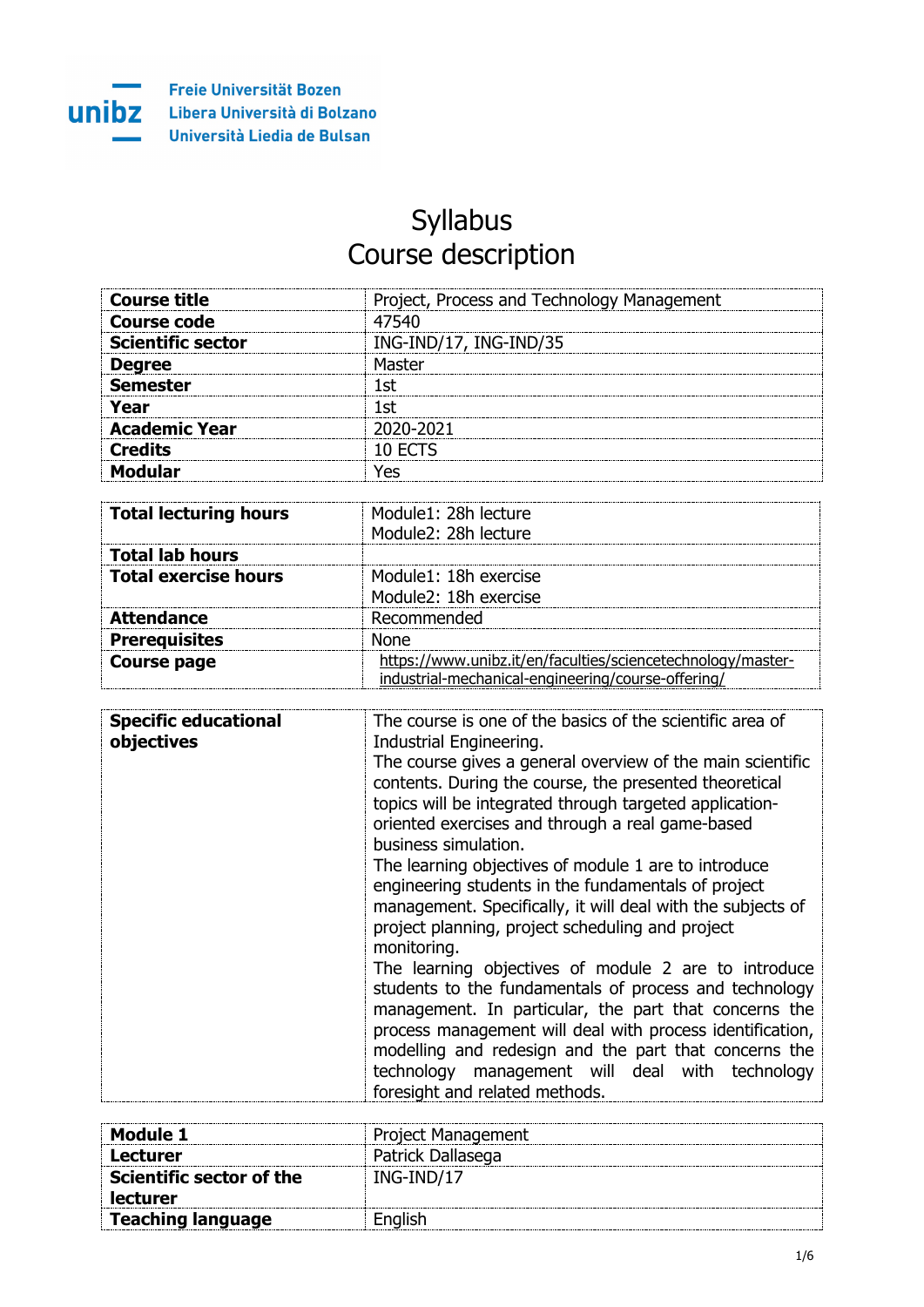Freie Universität Bozen
Libera Università di Bolzano
Università Liedia de Bulsan

# Syllabus
# Course description

| | |
|---|---|
| **Course title** | Project, Process and Technology Management |
| **Course code** | 47540 |
| **Scientific sector** | ING-IND/17, ING-IND/35 |
| **Degree** | Master |
| **Semester** | 1st |
| **Year** | 1st |
| **Academic Year** | 2020-2021 |
| **Credits** | 10 ECTS |
| **Modular** | Yes |

| | |
|---|---|
| **Total lecturing hours** | Module1: 28h lecture<br>Module2: 28h lecture |
| **Total lab hours** | |
| **Total exercise hours** | Module1: 18h exercise<br>Module2: 18h exercise |
| **Attendance** | Recommended |
| **Prerequisites** | None |
| **Course page** | https://www.unibz.it/en/faculties/sciencetechnology/master-industrial-mechanical-engineering/course-offering/ |

| | |
|---|---|
| **Specific educational objectives** | The course is one of the basics of the scientific area of Industrial Engineering.<br>The course gives a general overview of the main scientific contents. During the course, the presented theoretical topics will be integrated through targeted application-oriented exercises and through a real game-based business simulation.<br>The learning objectives of module 1 are to introduce engineering students in the fundamentals of project management. Specifically, it will deal with the subjects of project planning, project scheduling and project monitoring.<br>The learning objectives of module 2 are to introduce students to the fundamentals of process and technology management. In particular, the part that concerns the process management will deal with process identification, modelling and redesign and the part that concerns the technology management will deal with technology foresight and related methods. |

| | |
|---|---|
| **Module 1** | Project Management |
| **Lecturer** | Patrick Dallasega |
| **Scientific sector of the lecturer** | ING-IND/17 |
| **Teaching language** | English |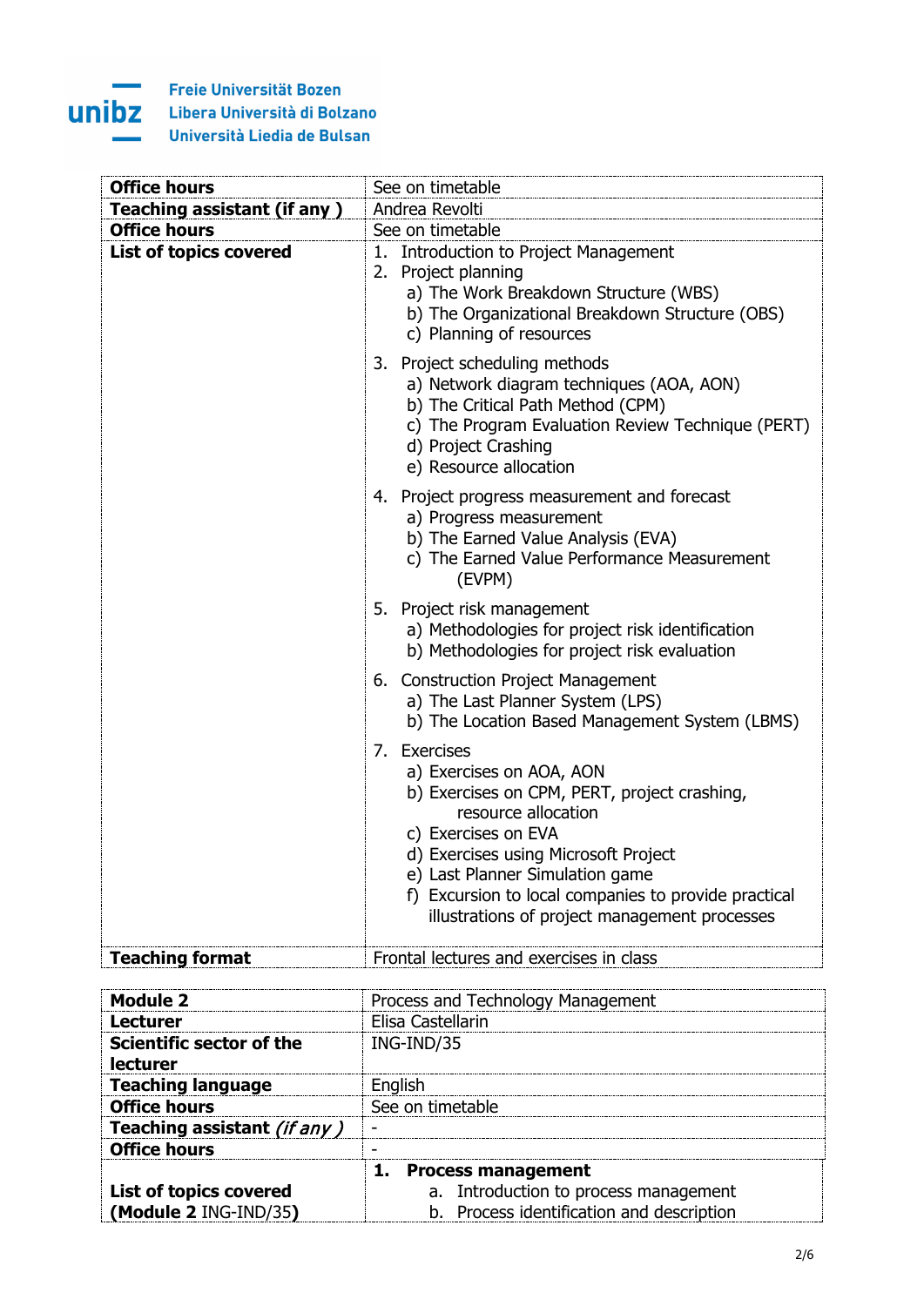| | |
|---|---|
| **Office hours** | See on timetable |
| **Teaching assistant (if any )** | Andrea Revolti |
| **Office hours** | See on timetable |
| **List of topics covered** | 1. Introduction to Project Management<br>2. Project planning<br>a) The Work Breakdown Structure (WBS)<br>b) The Organizational Breakdown Structure (OBS)<br>c) Planning of resources<br><br>3. Project scheduling methods<br>a) Network diagram techniques (AOA, AON)<br>b) The Critical Path Method (CPM)<br>c) The Program Evaluation Review Technique (PERT)<br>d) Project Crashing<br>e) Resource allocation<br><br>4. Project progress measurement and forecast<br>a) Progress measurement<br>b) The Earned Value Analysis (EVA)<br>c) The Earned Value Performance Measurement (EVPM)<br><br>5. Project risk management<br>a) Methodologies for project risk identification<br>b) Methodologies for project risk evaluation<br><br>6. Construction Project Management<br>a) The Last Planner System (LPS)<br>b) The Location Based Management System (LBMS)<br><br>7. Exercises<br>a) Exercises on AOA, AON<br>b) Exercises on CPM, PERT, project crashing, resource allocation<br>c) Exercises on EVA<br>d) Exercises using Microsoft Project<br>e) Last Planner Simulation game<br>f) Excursion to local companies to provide practical illustrations of project management processes |
| **Teaching format** | Frontal lectures and exercises in class |

| | |
|---|---|
| **Module 2** | Process and Technology Management |
| **Lecturer** | Elisa Castellarin |
| **Scientific sector of the lecturer** | ING-IND/35 |
| **Teaching language** | English |
| **Office hours** | See on timetable |
| **Teaching assistant** ***(if any )*** | - |
| **Office hours** | - |
| **List of topics covered (Module 2** ING-IND/35**)** | **1. Process management**<br>a. Introduction to process management<br>b. Process identification and description |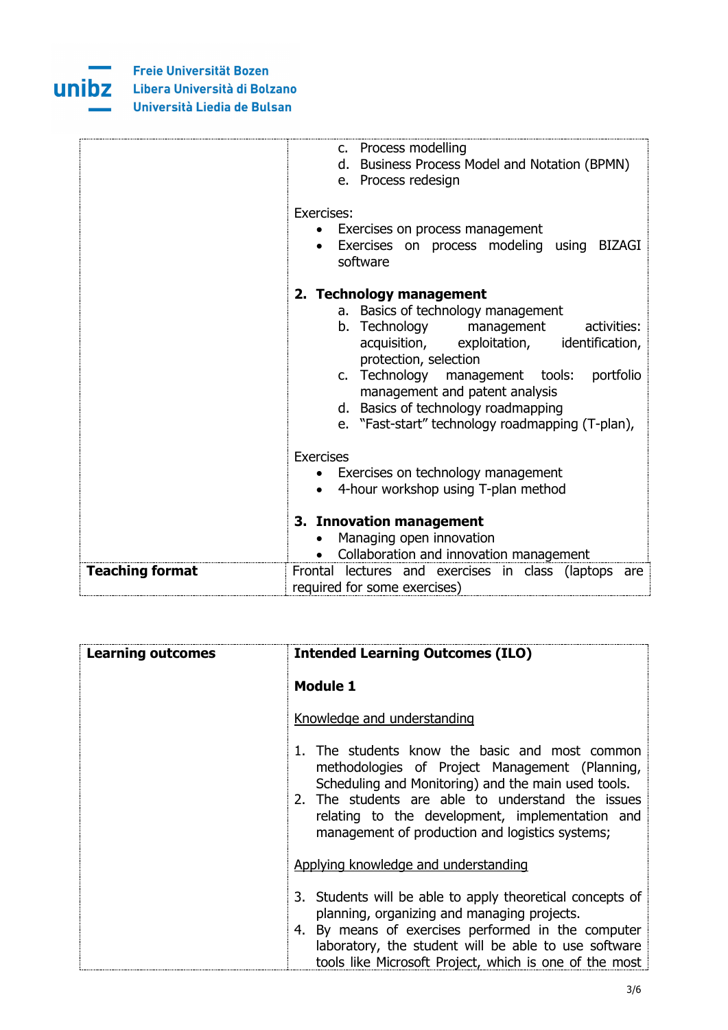| | |
|---|---|
| | c. Process modelling<br>d. Business Process Model and Notation (BPMN)<br>e. Process redesign<br><br>Exercises:<br>• Exercises on process management<br>• Exercises on process modeling using BIZAGI software<br><br>**2. Technology management**<br>a. Basics of technology management<br>b. Technology management activities: acquisition, exploitation, identification, protection, selection<br>c. Technology management tools: portfolio management and patent analysis<br>d. Basics of technology roadmapping<br>e. "Fast-start" technology roadmapping (T-plan),<br><br>Exercises<br>• Exercises on technology management<br>• 4-hour workshop using T-plan method<br><br>**3. Innovation management**<br>• Managing open innovation<br>• Collaboration and innovation management |
| **Teaching format** | Frontal lectures and exercises in class (laptops are required for some exercises) |

| | |
|---|---|
| **Learning outcomes** | **Intended Learning Outcomes (ILO)**<br><br>**Module 1**<br><br><u>Knowledge and understanding</u><br><br>1. The students know the basic and most common methodologies of Project Management (Planning, Scheduling and Monitoring) and the main used tools.<br>2. The students are able to understand the issues relating to the development, implementation and management of production and logistics systems;<br><br><u>Applying knowledge and understanding</u><br><br>3. Students will be able to apply theoretical concepts of planning, organizing and managing projects.<br>4. By means of exercises performed in the computer laboratory, the student will be able to use software tools like Microsoft Project, which is one of the most |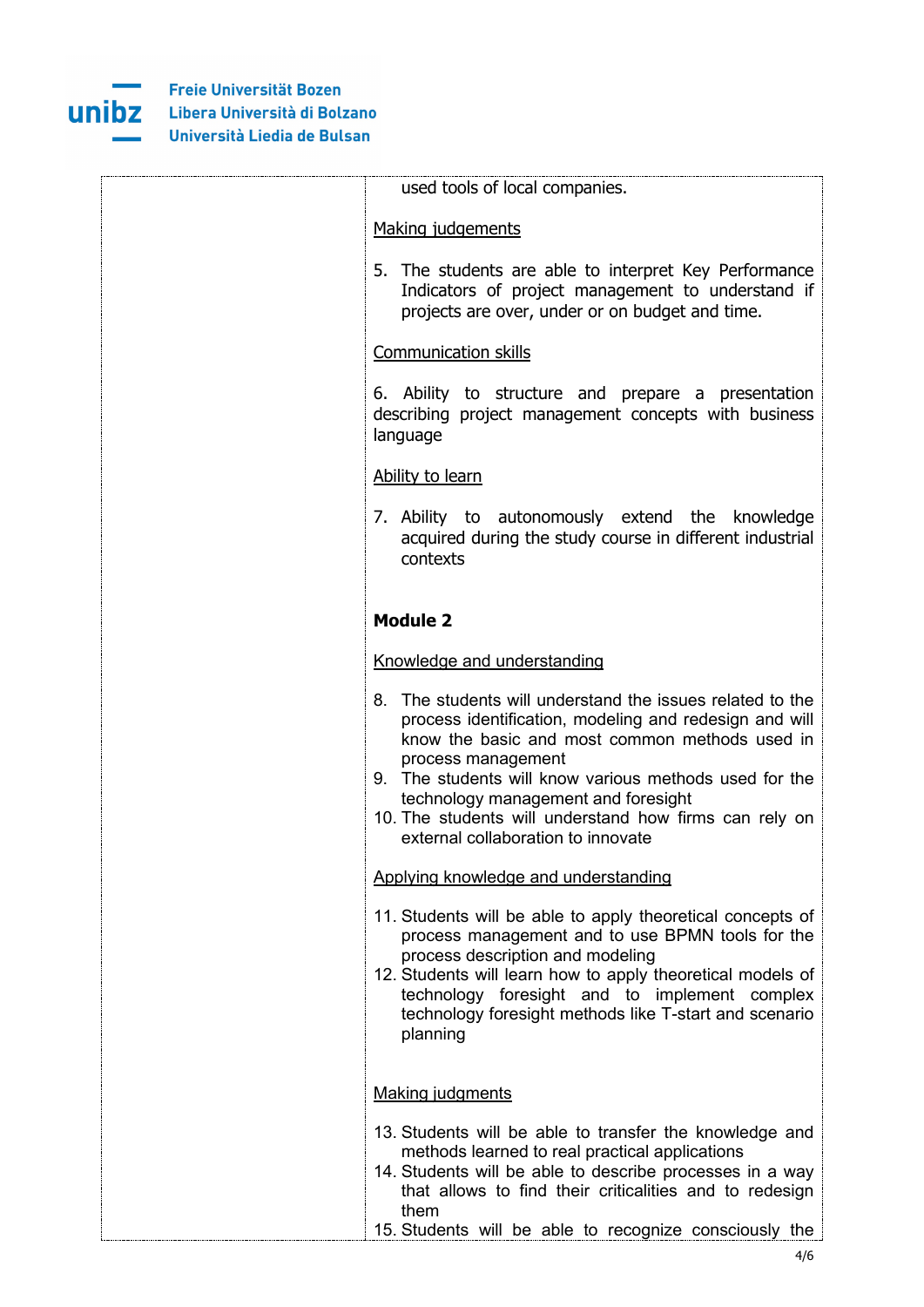| | used tools of local companies.<br><br>Making judgements<br><br>5. The students are able to interpret Key Performance Indicators of project management to understand if projects are over, under or on budget and time.<br><br>Communication skills<br><br>6. Ability to structure and prepare a presentation describing project management concepts with business language<br><br>Ability to learn<br><br>7. Ability to autonomously extend the knowledge acquired during the study course in different industrial contexts<br><br>**Module 2**<br><br>Knowledge and understanding<br><br>8. The students will understand the issues related to the process identification, modeling and redesign and will know the basic and most common methods used in process management<br>9. The students will know various methods used for the technology management and foresight<br>10. The students will understand how firms can rely on external collaboration to innovate<br><br>Applying knowledge and understanding<br><br>11. Students will be able to apply theoretical concepts of process management and to use BPMN tools for the process description and modeling<br>12. Students will learn how to apply theoretical models of technology foresight and to implement complex technology foresight methods like T-start and scenario planning<br><br>Making judgments<br><br>13. Students will be able to transfer the knowledge and methods learned to real practical applications<br>14. Students will be able to describe processes in a way that allows to find their criticalities and to redesign them<br>15. Students will be able to recognize consciously the |
|---|---|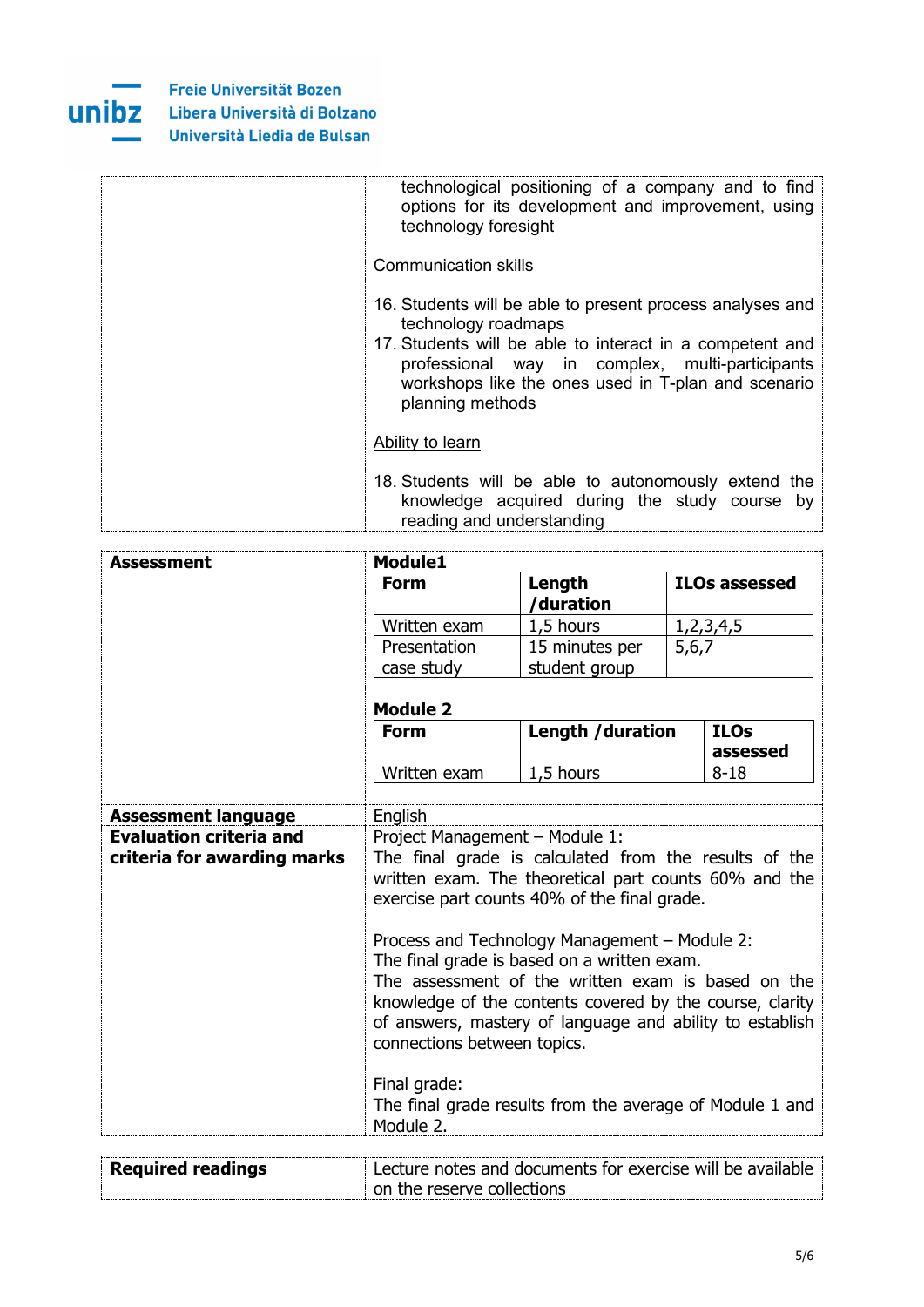| | |
|---|---|
| | technological positioning of a company and to find options for its development and improvement, using technology foresight<br><br>Communication skills<br><br>16. Students will be able to present process analyses and technology roadmaps<br>17. Students will be able to interact in a competent and professional way in complex, multi-participants workshops like the ones used in T-plan and scenario planning methods<br><br>Ability to learn<br><br>18. Students will be able to autonomously extend the knowledge acquired during the study course by reading and understanding |

**Assessment**

**Module1**

| Form | Length /duration | ILOs assessed |
|---|---|---|
| Written exam | 1,5 hours | 1,2,3,4,5 |
| Presentation case study | 15 minutes per student group | 5,6,7 |

**Module 2**

| Form | Length /duration | ILOs assessed |
|---|---|---|
| Written exam | 1,5 hours | 8-18 |

| | |
|---|---|
| **Assessment language** | English |
| **Evaluation criteria and criteria for awarding marks** | Project Management – Module 1:<br>The final grade is calculated from the results of the written exam. The theoretical part counts 60% and the exercise part counts 40% of the final grade.<br><br>Process and Technology Management – Module 2:<br>The final grade is based on a written exam.<br>The assessment of the written exam is based on the knowledge of the contents covered by the course, clarity of answers, mastery of language and ability to establish connections between topics.<br><br>Final grade:<br>The final grade results from the average of Module 1 and Module 2. |

| | |
|---|---|
| **Required readings** | Lecture notes and documents for exercise will be available on the reserve collections |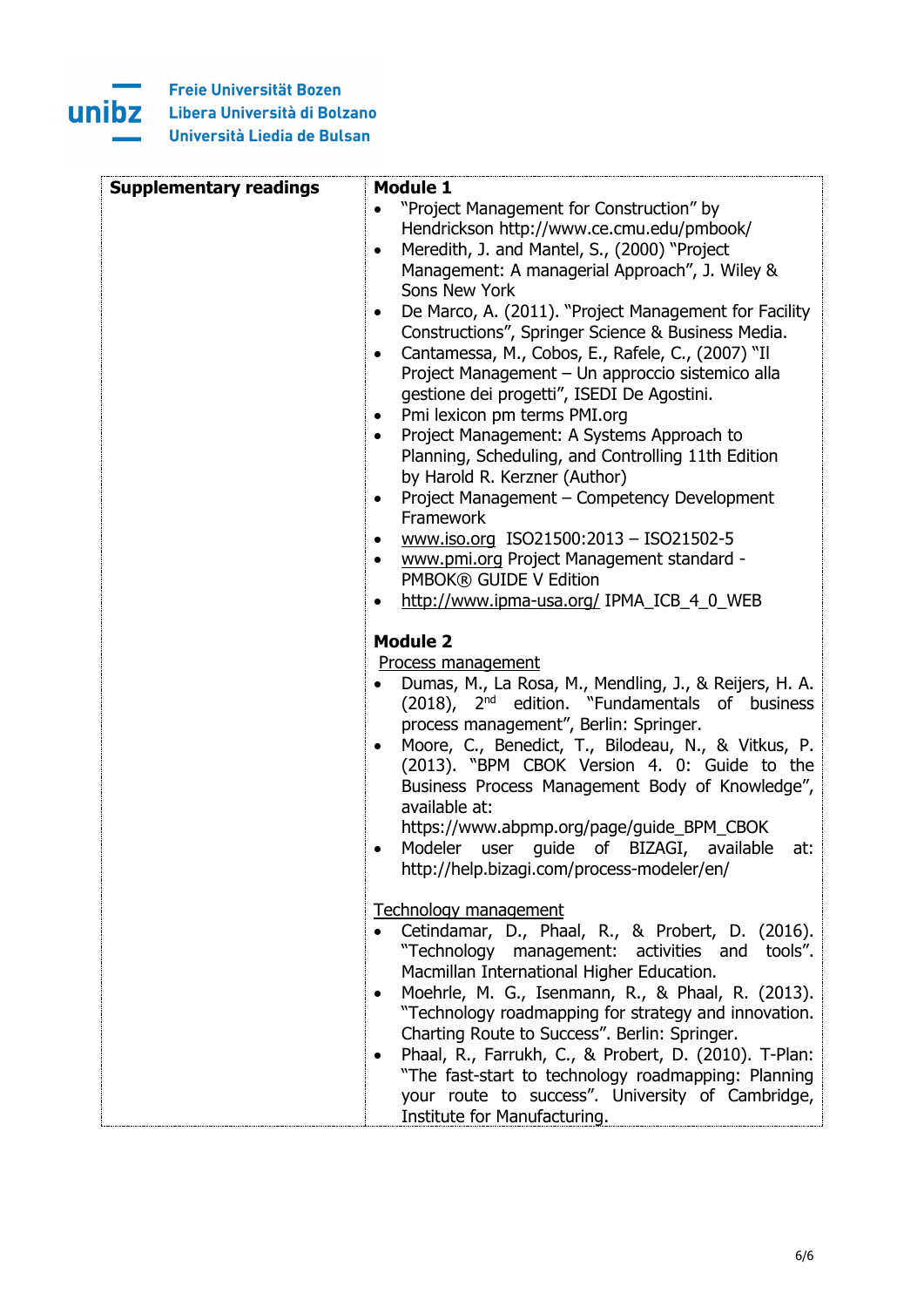| Supplementary readings | **Module 1**<br>• "Project Management for Construction" by Hendrickson http://www.ce.cmu.edu/pmbook/<br>• Meredith, J. and Mantel, S., (2000) "Project Management: A managerial Approach", J. Wiley & Sons New York<br>• De Marco, A. (2011). "Project Management for Facility Constructions", Springer Science & Business Media.<br>• Cantamessa, M., Cobos, E., Rafele, C., (2007) "Il Project Management – Un approccio sistemico alla gestione dei progetti", ISEDI De Agostini.<br>• Pmi lexicon pm terms PMI.org<br>• Project Management: A Systems Approach to Planning, Scheduling, and Controlling 11th Edition by Harold R. Kerzner (Author)<br>• Project Management – Competency Development Framework<br>• www.iso.org ISO21500:2013 – ISO21502-5<br>• www.pmi.org Project Management standard - PMBOK® GUIDE V Edition<br>• http://www.ipma-usa.org/ IPMA_ICB_4_0_WEB<br><br>**Module 2**<br>Process management<br>• Dumas, M., La Rosa, M., Mendling, J., & Reijers, H. A. (2018), 2nd edition. "Fundamentals of business process management", Berlin: Springer.<br>• Moore, C., Benedict, T., Bilodeau, N., & Vitkus, P. (2013). "BPM CBOK Version 4. 0: Guide to the Business Process Management Body of Knowledge", available at: https://www.abpmp.org/page/guide_BPM_CBOK<br>• Modeler user guide of BIZAGI, available at: http://help.bizagi.com/process-modeler/en/<br><br>Technology management<br>• Cetindamar, D., Phaal, R., & Probert, D. (2016). "Technology management: activities and tools". Macmillan International Higher Education.<br>• Moehrle, M. G., Isenmann, R., & Phaal, R. (2013). "Technology roadmapping for strategy and innovation. Charting Route to Success". Berlin: Springer.<br>• Phaal, R., Farrukh, C., & Probert, D. (2010). T-Plan: "The fast-start to technology roadmapping: Planning your route to success". University of Cambridge, Institute for Manufacturing. |
|---|---|